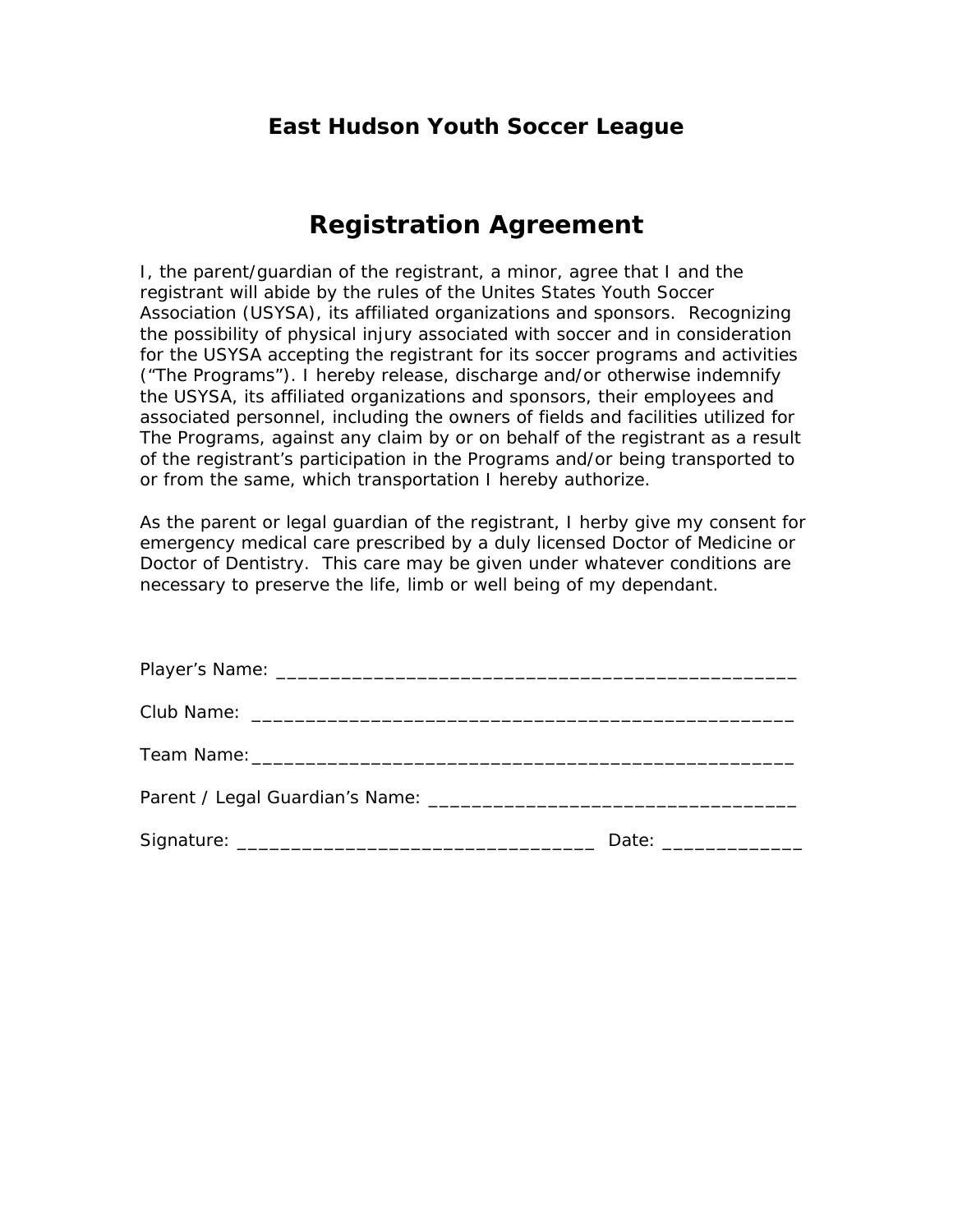## East Hudson Youth Soccer League

# Registration Agreement

I, the parent/guardian of the registrant, a minor, agree that I and the registrant will abide by the rules of the Unites States Youth Soccer Association (USYSA), its affiliated organizations and sponsors. Recognizing the possibility of physical injury associated with soccer and in consideration for the USYSA accepting the registrant for its soccer programs and activities ("The Programs"). I hereby release, discharge and/or otherwise indemnify the USYSA, its affiliated organizations and sponsors, their employees and associated personnel, including the owners of fields and facilities utilized for The Programs, against any claim by or on behalf of the registrant as a result of the registrant's participation in the Programs and/or being transported to or from the same, which transportation I hereby authorize.

As the parent or legal guardian of the registrant, I herby give my consent for emergency medical care prescribed by a duly licensed Doctor of Medicine or Doctor of Dentistry. This care may be given under whatever conditions are necessary to preserve the life, limb or well being of my dependant.

Player's Name: ___________________________________________________

Club Name: ____________________________________________________

Team Name:____________________________________________________

Parent / Legal Guardian's Name: ___________________________________

Signature: _________________________________ Date: _____________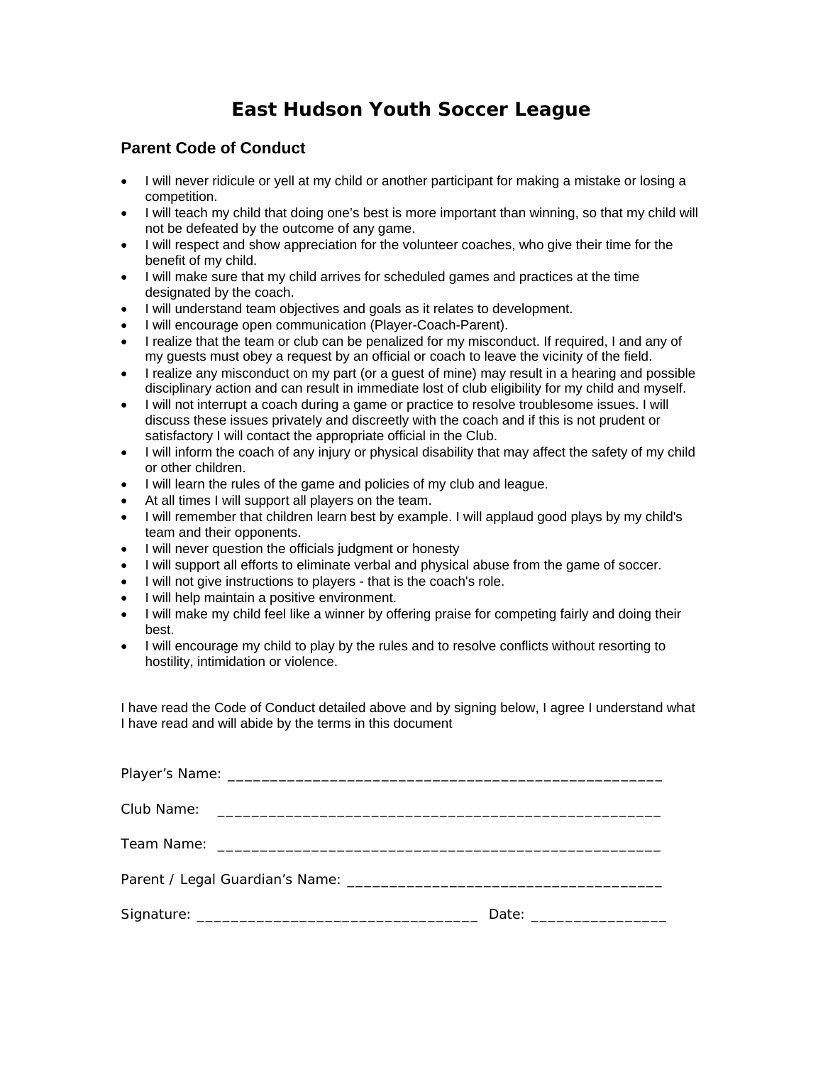# East Hudson Youth Soccer League

## Parent Code of Conduct

- I will never ridicule or yell at my child or another participant for making a mistake or losing a competition.
- I will teach my child that doing one's best is more important than winning, so that my child will not be defeated by the outcome of any game.
- I will respect and show appreciation for the volunteer coaches, who give their time for the benefit of my child.
- I will make sure that my child arrives for scheduled games and practices at the time designated by the coach.
- I will understand team objectives and goals as it relates to development.
- I will encourage open communication (Player-Coach-Parent).
- I realize that the team or club can be penalized for my misconduct. If required, I and any of my guests must obey a request by an official or coach to leave the vicinity of the field.
- I realize any misconduct on my part (or a guest of mine) may result in a hearing and possible disciplinary action and can result in immediate lost of club eligibility for my child and myself.
- I will not interrupt a coach during a game or practice to resolve troublesome issues. I will discuss these issues privately and discreetly with the coach and if this is not prudent or satisfactory I will contact the appropriate official in the Club.
- I will inform the coach of any injury or physical disability that may affect the safety of my child or other children.
- I will learn the rules of the game and policies of my club and league.
- At all times I will support all players on the team.
- I will remember that children learn best by example. I will applaud good plays by my child's team and their opponents.
- I will never question the officials judgment or honesty
- I will support all efforts to eliminate verbal and physical abuse from the game of soccer.
- I will not give instructions to players - that is the coach's role.
- I will help maintain a positive environment.
- I will make my child feel like a winner by offering praise for competing fairly and doing their best.
- I will encourage my child to play by the rules and to resolve conflicts without resorting to hostility, intimidation or violence.

I have read the Code of Conduct detailed above and by signing below, I agree I understand what I have read and will abide by the terms in this document

Player's Name: ______________________________________________________

Club Name: ______________________________________________________

Team Name: ______________________________________________________

Parent / Legal Guardian's Name: ______________________________________

Signature: ___________________________________ Date: ________________